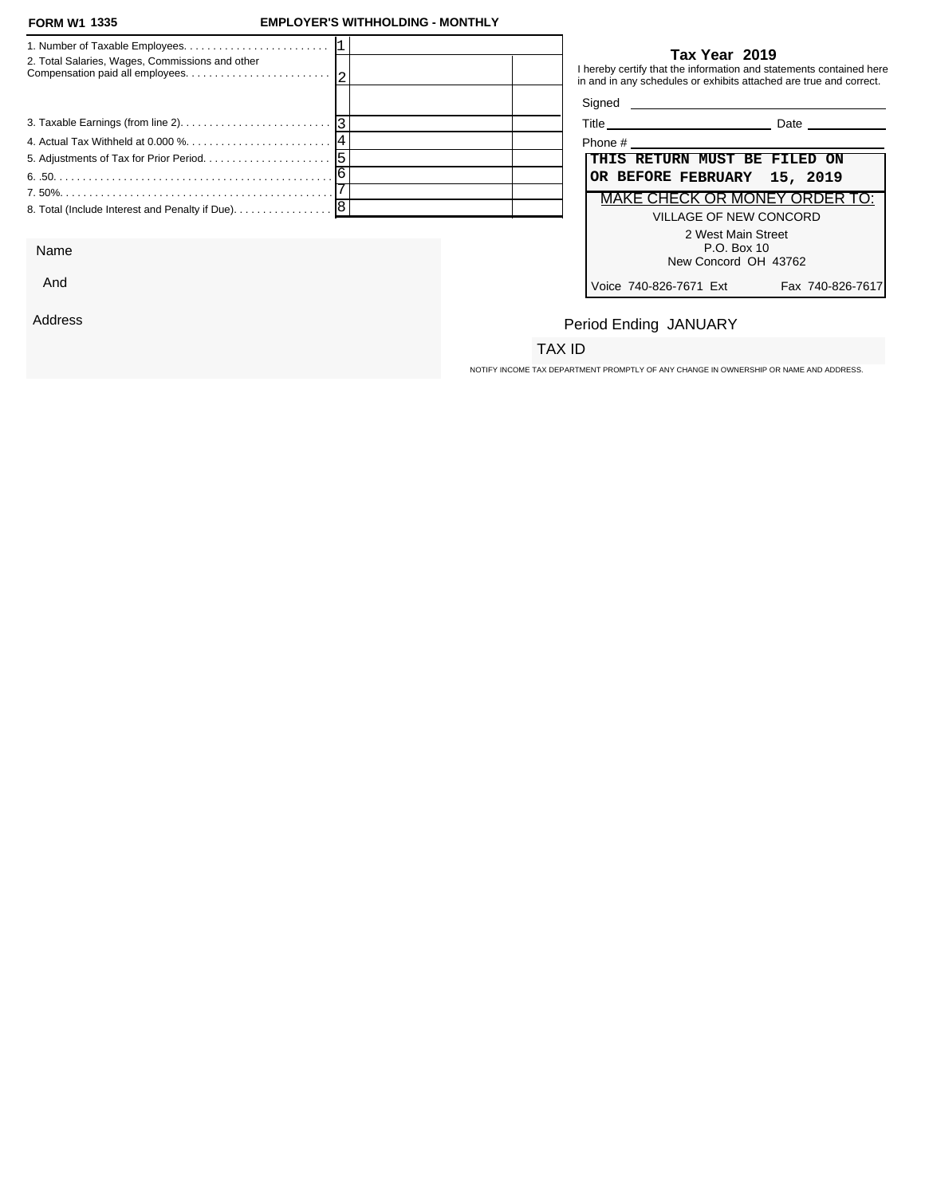**FORM W1 1335** **EMPLOYER'S WITHHOLDING - MONTHLY**

| Line | Description | No. | Amount | |
|---|---|---|---|---|
| 1 | Number of Taxable Employees | 1 | | |
| 2 | Total Salaries, Wages, Commissions and other Compensation paid all employees | 2 | | |
| | | | | |
| 3 | Taxable Earnings (from line 2) | 3 | | |
| 4 | Actual Tax Withheld at 0.000 % | 4 | | |
| 5 | Adjustments of Tax for Prior Period | 5 | | |
| 6 | .50 | 6 | | |
| 7 | 50% | 7 | | |
| 8 | Total (Include Interest and Penalty if Due) | 8 | | |

**Tax Year 2019**

I hereby certify that the information and statements contained here in and in any schedules or exhibits attached are true and correct.

Signed ______________________

Title ______________________ Date ____________

Phone # ______________________

**THIS RETURN MUST BE FILED ON OR BEFORE FEBRUARY 15, 2019**

MAKE CHECK OR MONEY ORDER TO:

VILLAGE OF NEW CONCORD
2 West Main Street
P.O. Box 10
New Concord OH 43762

Voice 740-826-7671 Ext Fax 740-826-7617

Name

And

Address

Period Ending JANUARY

TAX ID

NOTIFY INCOME TAX DEPARTMENT PROMPTLY OF ANY CHANGE IN OWNERSHIP OR NAME AND ADDRESS.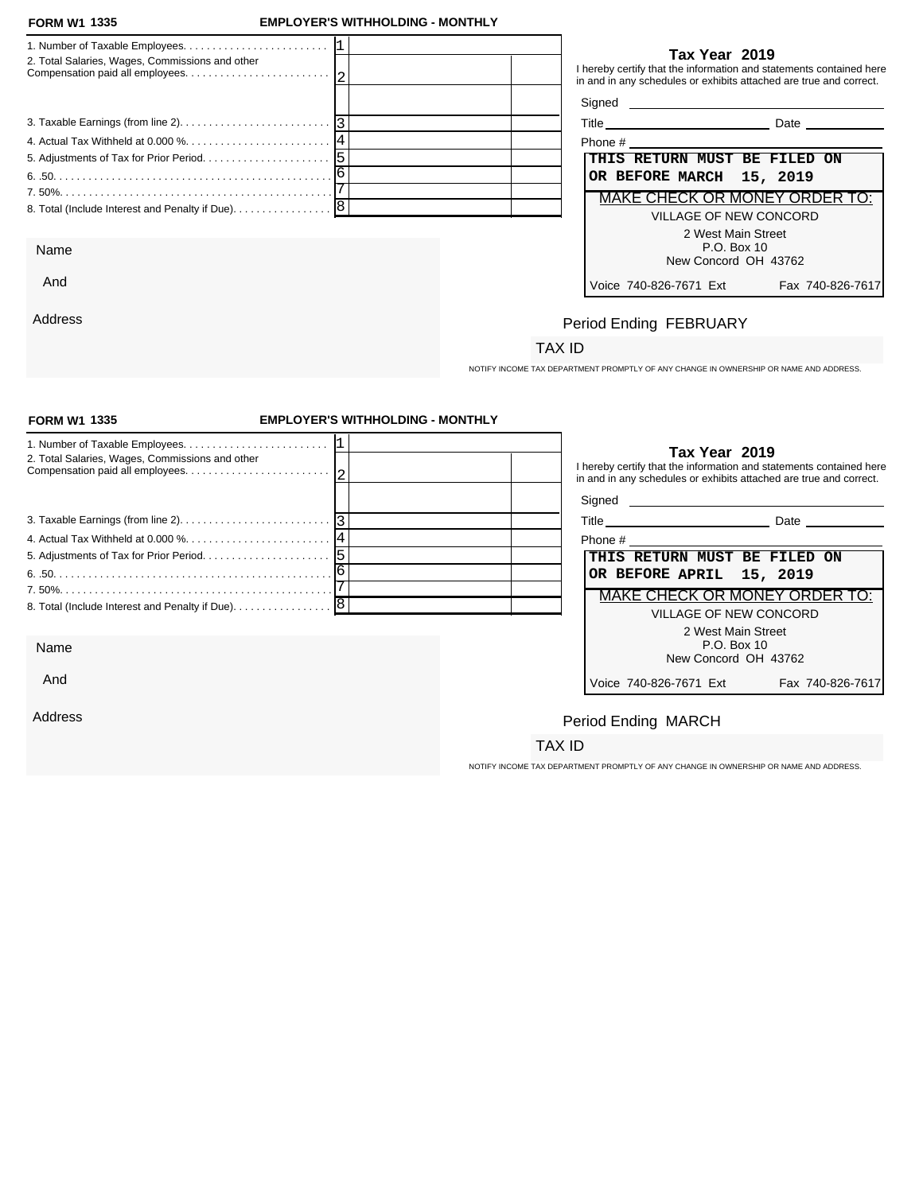**FORM W1 1335** **EMPLOYER'S WITHHOLDING - MONTHLY**

| | | | |
|---|---|---|---|
| 1. Number of Taxable Employees. | 1 | | |
| 2. Total Salaries, Wages, Commissions and other Compensation paid all employees. | 2 | | |
| | | | |
| 3. Taxable Earnings (from line 2). | 3 | | |
| 4. Actual Tax Withheld at 0.000 %. | 4 | | |
| 5. Adjustments of Tax for Prior Period. | 5 | | |
| 6. .50. | 6 | | |
| 7. 50%. | 7 | | |
| 8. Total (Include Interest and Penalty if Due). | 8 | | |

**Tax Year 2019**

I hereby certify that the information and statements contained here in and in any schedules or exhibits attached are true and correct.

Signed ______________________

Title ______________________ Date ____________

Phone # ______________________

**THIS RETURN MUST BE FILED ON OR BEFORE MARCH 15, 2019**

MAKE CHECK OR MONEY ORDER TO:

VILLAGE OF NEW CONCORD
2 West Main Street
P.O. Box 10
New Concord OH 43762

Voice 740-826-7671 Ext Fax 740-826-7617

Name

And

Address

Period Ending FEBRUARY

TAX ID

NOTIFY INCOME TAX DEPARTMENT PROMPTLY OF ANY CHANGE IN OWNERSHIP OR NAME AND ADDRESS.

---

**FORM W1 1335** **EMPLOYER'S WITHHOLDING - MONTHLY**

| | | | |
|---|---|---|---|
| 1. Number of Taxable Employees. | 1 | | |
| 2. Total Salaries, Wages, Commissions and other Compensation paid all employees. | 2 | | |
| | | | |
| 3. Taxable Earnings (from line 2). | 3 | | |
| 4. Actual Tax Withheld at 0.000 %. | 4 | | |
| 5. Adjustments of Tax for Prior Period. | 5 | | |
| 6. .50. | 6 | | |
| 7. 50%. | 7 | | |
| 8. Total (Include Interest and Penalty if Due). | 8 | | |

**Tax Year 2019**

I hereby certify that the information and statements contained here in and in any schedules or exhibits attached are true and correct.

Signed ______________________

Title ______________________ Date ____________

Phone # ______________________

**THIS RETURN MUST BE FILED ON OR BEFORE APRIL 15, 2019**

MAKE CHECK OR MONEY ORDER TO:

VILLAGE OF NEW CONCORD
2 West Main Street
P.O. Box 10
New Concord OH 43762

Voice 740-826-7671 Ext Fax 740-826-7617

Name

And

Address

Period Ending MARCH

TAX ID

NOTIFY INCOME TAX DEPARTMENT PROMPTLY OF ANY CHANGE IN OWNERSHIP OR NAME AND ADDRESS.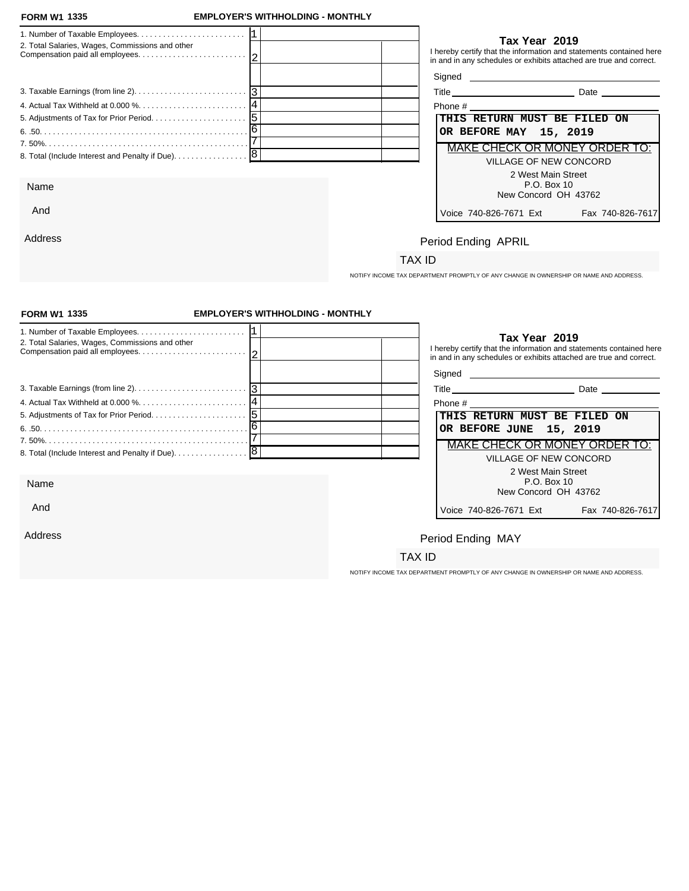**FORM W1 1335** **EMPLOYER'S WITHHOLDING - MONTHLY**

| Line | | | |
|---|---|---|---|
| 1. Number of Taxable Employees. . . . . . . . . . . . . . . . . . . . . . . . . | 1 | | |
| 2. Total Salaries, Wages, Commissions and other Compensation paid all employees. . . . . . . . . . . . . . . . . . . . . . . . . | 2 | | |
| | | | |
| 3. Taxable Earnings (from line 2). . . . . . . . . . . . . . . . . . . . . . . . . . | 3 | | |
| 4. Actual Tax Withheld at 0.000 %. . . . . . . . . . . . . . . . . . . . . . . . . | 4 | | |
| 5. Adjustments of Tax for Prior Period. . . . . . . . . . . . . . . . . . . . . | 5 | | |
| 6. .50. . . . . . . . . . . . . . . . . . . . . . . . . . . . . . . . . . . . . . . . . . . . . . . | 6 | | |
| 7. 50%. . . . . . . . . . . . . . . . . . . . . . . . . . . . . . . . . . . . . . . . . . . . . . | 7 | | |
| 8. Total (Include Interest and Penalty if Due). . . . . . . . . . . . . . . . . | 8 | | |

**Tax Year 2019**

I hereby certify that the information and statements contained here in and in any schedules or exhibits attached are true and correct.

Signed ______________________

Title ______________________ Date ____________

Phone # ______________________

**THIS RETURN MUST BE FILED ON OR BEFORE MAY 15, 2019**

MAKE CHECK OR MONEY ORDER TO:

VILLAGE OF NEW CONCORD
2 West Main Street
P.O. Box 10
New Concord OH 43762

Voice 740-826-7671 Ext Fax 740-826-7617

Name

And

Address

Period Ending APRIL

TAX ID

NOTIFY INCOME TAX DEPARTMENT PROMPTLY OF ANY CHANGE IN OWNERSHIP OR NAME AND ADDRESS.

---

**FORM W1 1335** **EMPLOYER'S WITHHOLDING - MONTHLY**

| Line | | | |
|---|---|---|---|
| 1. Number of Taxable Employees. . . . . . . . . . . . . . . . . . . . . . . . . | 1 | | |
| 2. Total Salaries, Wages, Commissions and other Compensation paid all employees. . . . . . . . . . . . . . . . . . . . . . . . . | 2 | | |
| | | | |
| 3. Taxable Earnings (from line 2). . . . . . . . . . . . . . . . . . . . . . . . . . | 3 | | |
| 4. Actual Tax Withheld at 0.000 %. . . . . . . . . . . . . . . . . . . . . . . . . | 4 | | |
| 5. Adjustments of Tax for Prior Period. . . . . . . . . . . . . . . . . . . . . | 5 | | |
| 6. .50. . . . . . . . . . . . . . . . . . . . . . . . . . . . . . . . . . . . . . . . . . . . . . . | 6 | | |
| 7. 50%. . . . . . . . . . . . . . . . . . . . . . . . . . . . . . . . . . . . . . . . . . . . . . | 7 | | |
| 8. Total (Include Interest and Penalty if Due). . . . . . . . . . . . . . . . . | 8 | | |

**Tax Year 2019**

I hereby certify that the information and statements contained here in and in any schedules or exhibits attached are true and correct.

Signed ______________________

Title ______________________ Date ____________

Phone # ______________________

**THIS RETURN MUST BE FILED ON OR BEFORE JUNE 15, 2019**

MAKE CHECK OR MONEY ORDER TO:

VILLAGE OF NEW CONCORD
2 West Main Street
P.O. Box 10
New Concord OH 43762

Voice 740-826-7671 Ext Fax 740-826-7617

Name

And

Address

Period Ending MAY

TAX ID

NOTIFY INCOME TAX DEPARTMENT PROMPTLY OF ANY CHANGE IN OWNERSHIP OR NAME AND ADDRESS.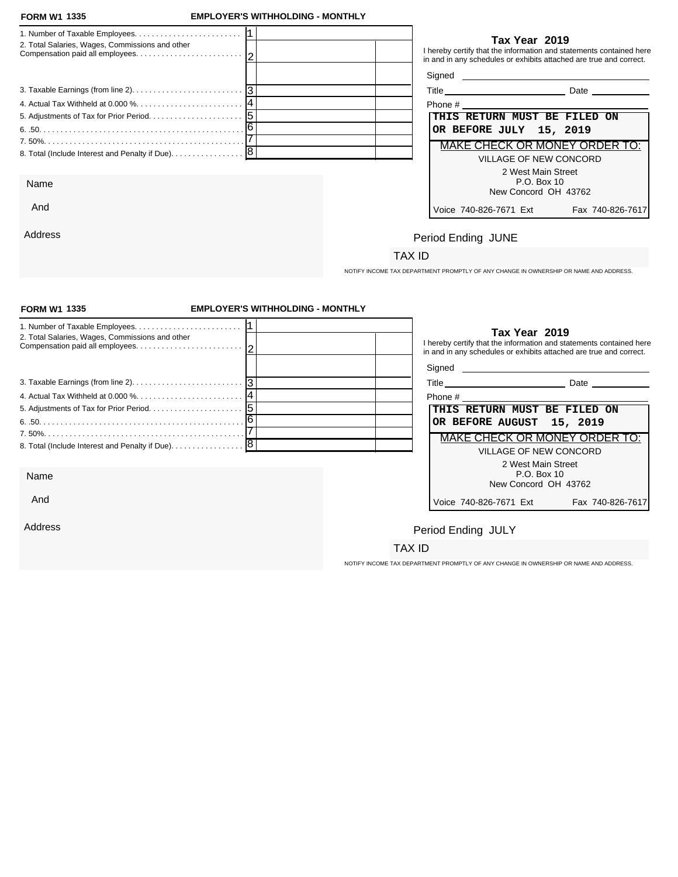**FORM W1 1335** **EMPLOYER'S WITHHOLDING - MONTHLY**

| | | | |
|---|---|---|---|
| 1. Number of Taxable Employees. | 1 | | |
| 2. Total Salaries, Wages, Commissions and other Compensation paid all employees. | 2 | | |
| | | | |
| 3. Taxable Earnings (from line 2). | 3 | | |
| 4. Actual Tax Withheld at 0.000 %. | 4 | | |
| 5. Adjustments of Tax for Prior Period. | 5 | | |
| 6. .50. | 6 | | |
| 7. 50%. | 7 | | |
| 8. Total (Include Interest and Penalty if Due). | 8 | | |

**Tax Year 2019**

I hereby certify that the information and statements contained here in and in any schedules or exhibits attached are true and correct.

Signed

Title Date

Phone #

**THIS RETURN MUST BE FILED ON OR BEFORE JULY 15, 2019**

MAKE CHECK OR MONEY ORDER TO:

VILLAGE OF NEW CONCORD

2 West Main Street
P.O. Box 10
New Concord OH 43762

Voice 740-826-7671 Ext Fax 740-826-7617

Name

And

Address

Period Ending JUNE

TAX ID

NOTIFY INCOME TAX DEPARTMENT PROMPTLY OF ANY CHANGE IN OWNERSHIP OR NAME AND ADDRESS.

---

**FORM W1 1335** **EMPLOYER'S WITHHOLDING - MONTHLY**

| | | | |
|---|---|---|---|
| 1. Number of Taxable Employees. | 1 | | |
| 2. Total Salaries, Wages, Commissions and other Compensation paid all employees. | 2 | | |
| | | | |
| 3. Taxable Earnings (from line 2). | 3 | | |
| 4. Actual Tax Withheld at 0.000 %. | 4 | | |
| 5. Adjustments of Tax for Prior Period. | 5 | | |
| 6. .50. | 6 | | |
| 7. 50%. | 7 | | |
| 8. Total (Include Interest and Penalty if Due). | 8 | | |

**Tax Year 2019**

I hereby certify that the information and statements contained here in and in any schedules or exhibits attached are true and correct.

Signed

Title Date

Phone #

**THIS RETURN MUST BE FILED ON OR BEFORE AUGUST 15, 2019**

MAKE CHECK OR MONEY ORDER TO:

VILLAGE OF NEW CONCORD

2 West Main Street
P.O. Box 10
New Concord OH 43762

Voice 740-826-7671 Ext Fax 740-826-7617

Name

And

Address

Period Ending JULY

TAX ID

NOTIFY INCOME TAX DEPARTMENT PROMPTLY OF ANY CHANGE IN OWNERSHIP OR NAME AND ADDRESS.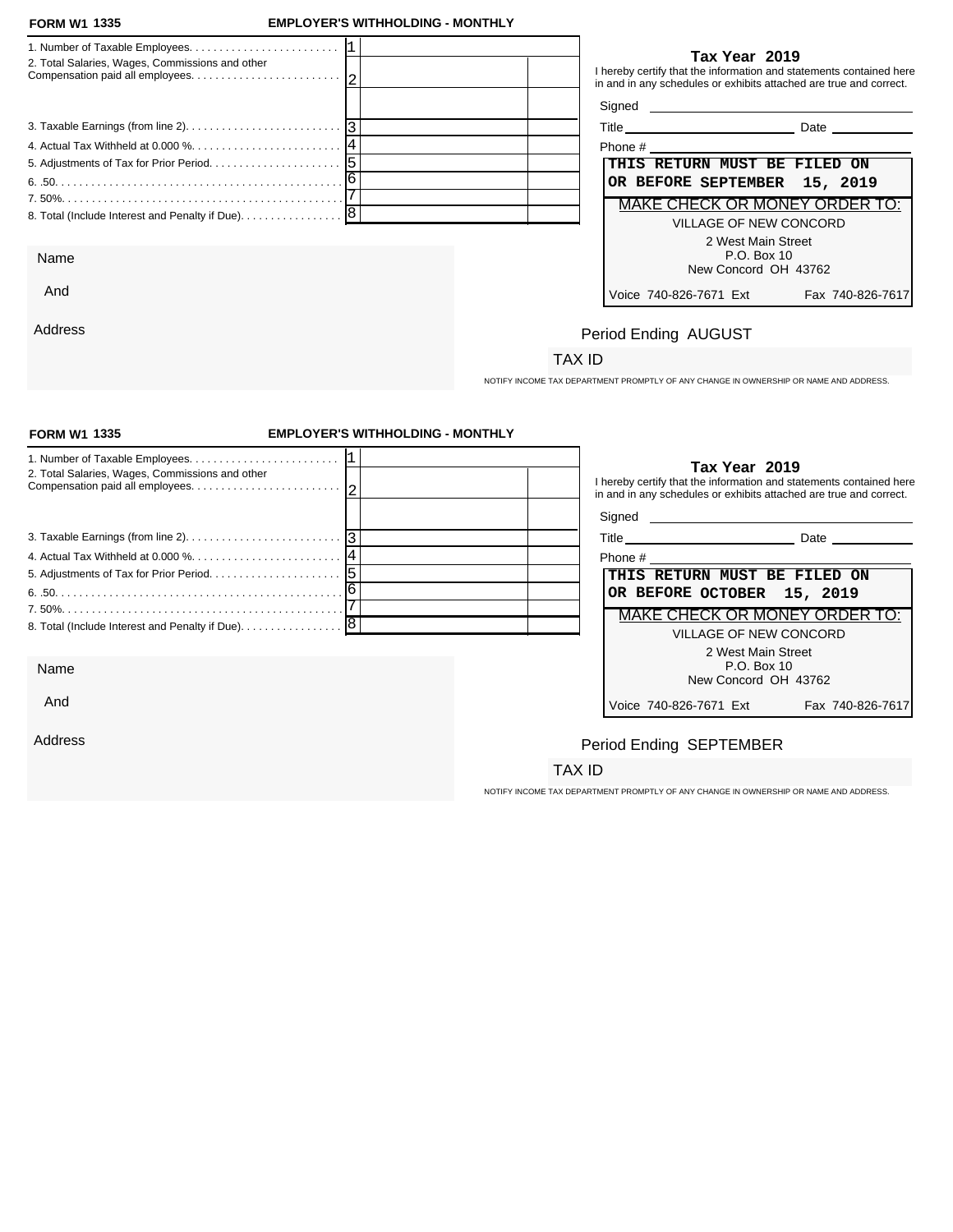**FORM W1 1335** **EMPLOYER'S WITHHOLDING - MONTHLY**

| | | | |
|---|---|---|---|
| 1. Number of Taxable Employees. . . . . . . . . . . . . . . . . . . . . . . . | 1 | | |
| 2. Total Salaries, Wages, Commissions and other Compensation paid all employees. . . . . . . . . . . . . . . . . . . . . . . . | 2 | | |
| | | | |
| 3. Taxable Earnings (from line 2). . . . . . . . . . . . . . . . . . . . . . . . . . | 3 | | |
| 4. Actual Tax Withheld at 0.000 %. . . . . . . . . . . . . . . . . . . . . . . . | 4 | | |
| 5. Adjustments of Tax for Prior Period. . . . . . . . . . . . . . . . . . . . . | 5 | | |
| 6. .50. . . . . . . . . . . . . . . . . . . . . . . . . . . . . . . . . . . . . . . . . . . . . . . . | 6 | | |
| 7. 50%. . . . . . . . . . . . . . . . . . . . . . . . . . . . . . . . . . . . . . . . . . . . . . | 7 | | |
| 8. Total (Include Interest and Penalty if Due). . . . . . . . . . . . . . . . | 8 | | |

**Tax Year 2019**

I hereby certify that the information and statements contained here in and in any schedules or exhibits attached are true and correct.

Signed ______________________

Title ______________________ Date ____________

Phone # ______________________

**THIS RETURN MUST BE FILED ON OR BEFORE SEPTEMBER 15, 2019**

MAKE CHECK OR MONEY ORDER TO:

VILLAGE OF NEW CONCORD
2 West Main Street
P.O. Box 10
New Concord OH 43762

Voice 740-826-7671 Ext Fax 740-826-7617

Name

And

Address

Period Ending AUGUST

TAX ID

NOTIFY INCOME TAX DEPARTMENT PROMPTLY OF ANY CHANGE IN OWNERSHIP OR NAME AND ADDRESS.

---

**FORM W1 1335** **EMPLOYER'S WITHHOLDING - MONTHLY**

| | | | |
|---|---|---|---|
| 1. Number of Taxable Employees. . . . . . . . . . . . . . . . . . . . . . . . | 1 | | |
| 2. Total Salaries, Wages, Commissions and other Compensation paid all employees. . . . . . . . . . . . . . . . . . . . . . . . | 2 | | |
| | | | |
| 3. Taxable Earnings (from line 2). . . . . . . . . . . . . . . . . . . . . . . . . . | 3 | | |
| 4. Actual Tax Withheld at 0.000 %. . . . . . . . . . . . . . . . . . . . . . . . | 4 | | |
| 5. Adjustments of Tax for Prior Period. . . . . . . . . . . . . . . . . . . . . | 5 | | |
| 6. .50. . . . . . . . . . . . . . . . . . . . . . . . . . . . . . . . . . . . . . . . . . . . . . . . | 6 | | |
| 7. 50%. . . . . . . . . . . . . . . . . . . . . . . . . . . . . . . . . . . . . . . . . . . . . . | 7 | | |
| 8. Total (Include Interest and Penalty if Due). . . . . . . . . . . . . . . . | 8 | | |

**Tax Year 2019**

I hereby certify that the information and statements contained here in and in any schedules or exhibits attached are true and correct.

Signed ______________________

Title ______________________ Date ____________

Phone # ______________________

**THIS RETURN MUST BE FILED ON OR BEFORE OCTOBER 15, 2019**

MAKE CHECK OR MONEY ORDER TO:

VILLAGE OF NEW CONCORD
2 West Main Street
P.O. Box 10
New Concord OH 43762

Voice 740-826-7671 Ext Fax 740-826-7617

Name

And

Address

Period Ending SEPTEMBER

TAX ID

NOTIFY INCOME TAX DEPARTMENT PROMPTLY OF ANY CHANGE IN OWNERSHIP OR NAME AND ADDRESS.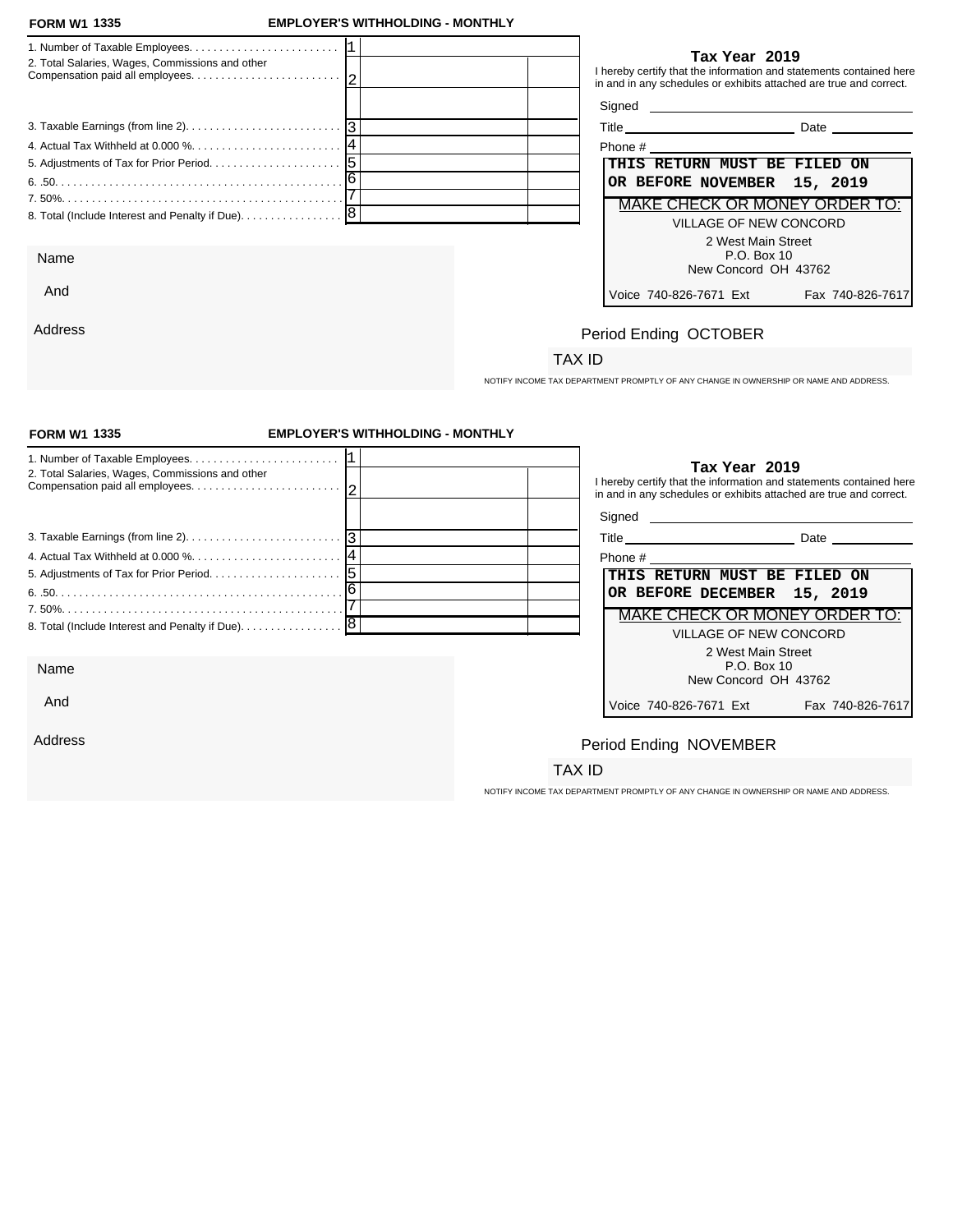**FORM W1 1335** **EMPLOYER'S WITHHOLDING - MONTHLY**

| | | | |
|---|---|---|---|
| 1. Number of Taxable Employees. | 1 | | |
| 2. Total Salaries, Wages, Commissions and other Compensation paid all employees. | 2 | | |
| | | | |
| 3. Taxable Earnings (from line 2). | 3 | | |
| 4. Actual Tax Withheld at 0.000 %. | 4 | | |
| 5. Adjustments of Tax for Prior Period. | 5 | | |
| 6. .50. | 6 | | |
| 7. 50%. | 7 | | |
| 8. Total (Include Interest and Penalty if Due). | 8 | | |

**Tax Year 2019**

I hereby certify that the information and statements contained here in and in any schedules or exhibits attached are true and correct.

Signed

Title Date

Phone #

**THIS RETURN MUST BE FILED ON OR BEFORE NOVEMBER 15, 2019**

MAKE CHECK OR MONEY ORDER TO:

VILLAGE OF NEW CONCORD
2 West Main Street
P.O. Box 10
New Concord OH 43762

Voice 740-826-7671 Ext Fax 740-826-7617

Name

And

Address

Period Ending OCTOBER

TAX ID

NOTIFY INCOME TAX DEPARTMENT PROMPTLY OF ANY CHANGE IN OWNERSHIP OR NAME AND ADDRESS.

---

**FORM W1 1335** **EMPLOYER'S WITHHOLDING - MONTHLY**

| | | | |
|---|---|---|---|
| 1. Number of Taxable Employees. | 1 | | |
| 2. Total Salaries, Wages, Commissions and other Compensation paid all employees. | 2 | | |
| | | | |
| 3. Taxable Earnings (from line 2). | 3 | | |
| 4. Actual Tax Withheld at 0.000 %. | 4 | | |
| 5. Adjustments of Tax for Prior Period. | 5 | | |
| 6. .50. | 6 | | |
| 7. 50%. | 7 | | |
| 8. Total (Include Interest and Penalty if Due). | 8 | | |

**Tax Year 2019**

I hereby certify that the information and statements contained here in and in any schedules or exhibits attached are true and correct.

Signed

Title Date

Phone #

**THIS RETURN MUST BE FILED ON OR BEFORE DECEMBER 15, 2019**

MAKE CHECK OR MONEY ORDER TO:

VILLAGE OF NEW CONCORD
2 West Main Street
P.O. Box 10
New Concord OH 43762

Voice 740-826-7671 Ext Fax 740-826-7617

Name

And

Address

Period Ending NOVEMBER

TAX ID

NOTIFY INCOME TAX DEPARTMENT PROMPTLY OF ANY CHANGE IN OWNERSHIP OR NAME AND ADDRESS.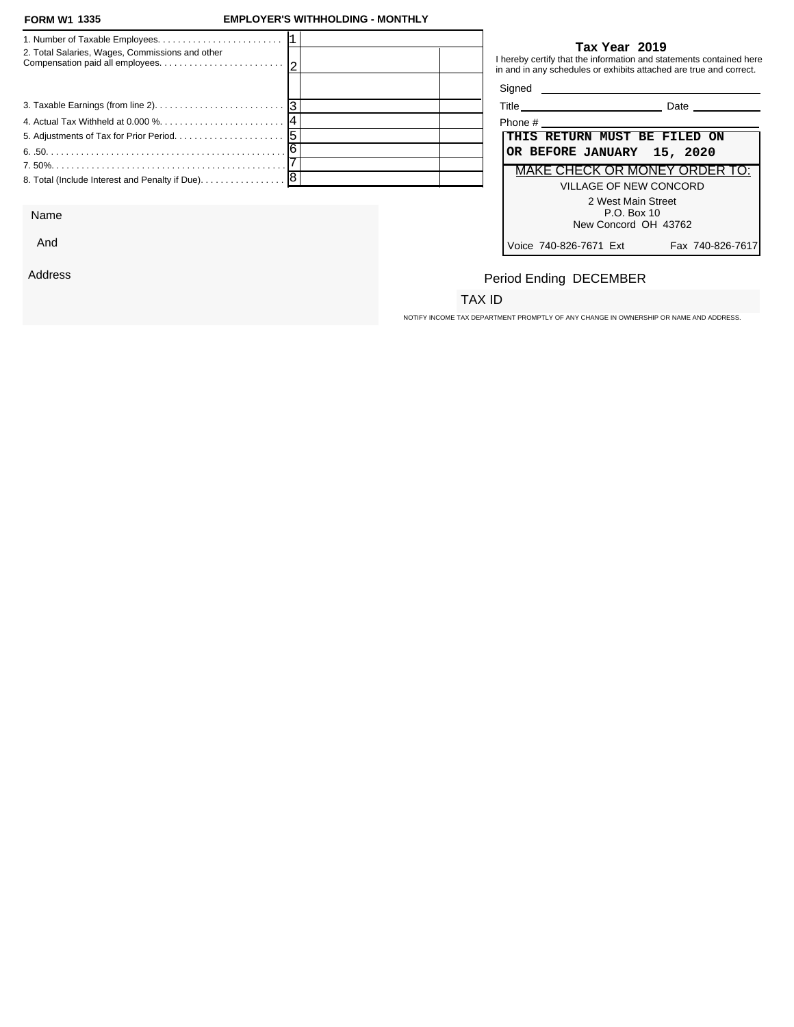**FORM W1 1335** **EMPLOYER'S WITHHOLDING - MONTHLY**

| | | | |
|---|---|---|---|
| 1. Number of Taxable Employees. . . . . . . . . . . . . . . . . . . . . . . . | 1 | | |
| 2. Total Salaries, Wages, Commissions and other Compensation paid all employees. . . . . . . . . . . . . . . . . . . . . . . . | 2 | | |
| | | | |
| 3. Taxable Earnings (from line 2). . . . . . . . . . . . . . . . . . . . . . . . . | 3 | | |
| 4. Actual Tax Withheld at 0.000 %. . . . . . . . . . . . . . . . . . . . . . . . | 4 | | |
| 5. Adjustments of Tax for Prior Period. . . . . . . . . . . . . . . . . . . . . | 5 | | |
| 6. .50. . . . . . . . . . . . . . . . . . . . . . . . . . . . . . . . . . . . . . . . . . . . . . . | 6 | | |
| 7. 50%. . . . . . . . . . . . . . . . . . . . . . . . . . . . . . . . . . . . . . . . . . . . . . | 7 | | |
| 8. Total (Include Interest and Penalty if Due). . . . . . . . . . . . . . . . . | 8 | | |

Name

And

Address

**Tax Year 2019**

I hereby certify that the information and statements contained here in and in any schedules or exhibits attached are true and correct.

Signed ____________________

Title ____________________ Date __________

Phone # ____________________

**THIS RETURN MUST BE FILED ON OR BEFORE JANUARY 15, 2020**

MAKE CHECK OR MONEY ORDER TO:

VILLAGE OF NEW CONCORD
2 West Main Street
P.O. Box 10
New Concord OH 43762

Voice 740-826-7671 Ext Fax 740-826-7617

Period Ending DECEMBER

TAX ID

NOTIFY INCOME TAX DEPARTMENT PROMPTLY OF ANY CHANGE IN OWNERSHIP OR NAME AND ADDRESS.